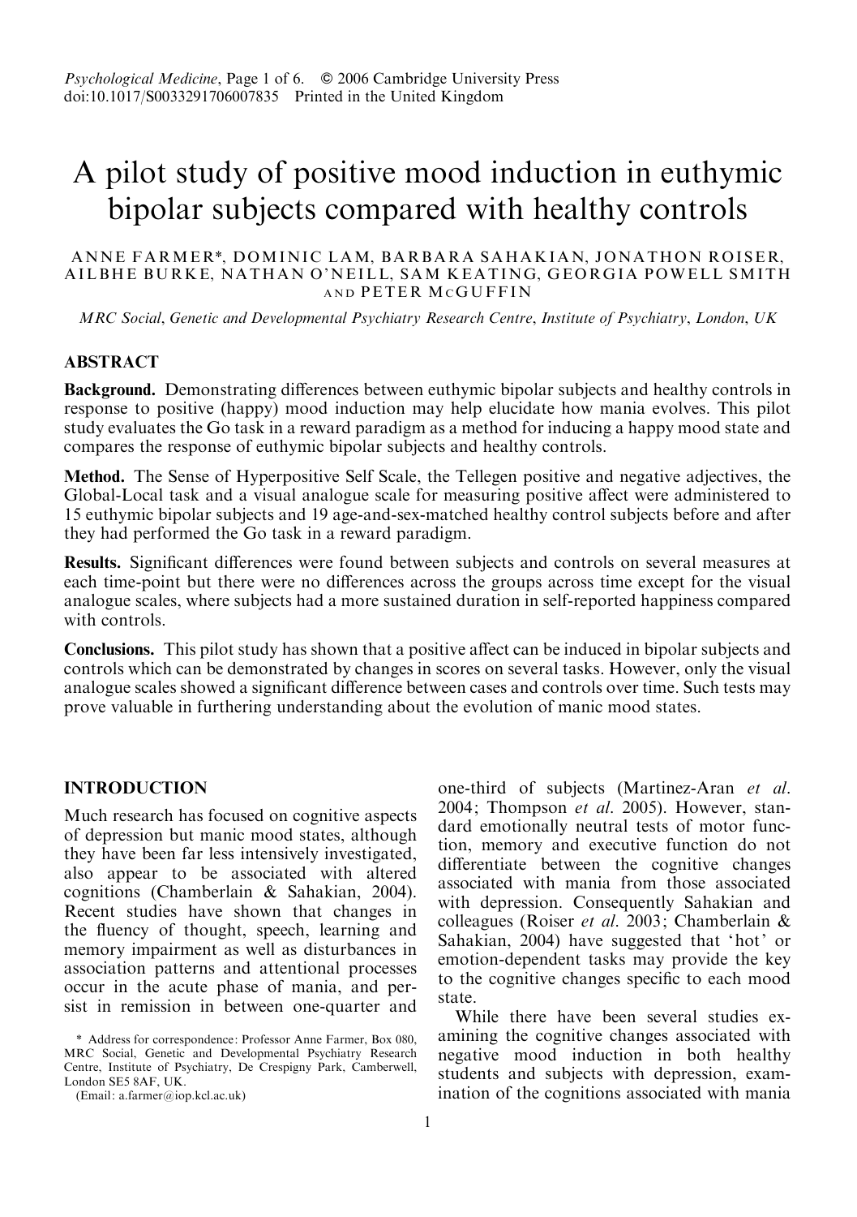# A pilot study of positive mood induction in euthymic bipolar subjects compared with healthy controls

ANNE FARMER*, DOMINIC LAM, BARBARA SAHAKIAN, JONATHON ROISER, AILBHE BURKE, NATHAN O'NEILL, SAM KEATING, GEORGIA POWELL SMITH AND PETER McGUFFIN

*MRC Social, Genetic and Developmental Psychiatry Research Centre, Institute of Psychiatry, London, UK*

## ABSTRACT

**Background.** Demonstrating differences between euthymic bipolar subjects and healthy controls in response to positive (happy) mood induction may help elucidate how mania evolves. This pilot study evaluates the Go task in a reward paradigm as a method for inducing a happy mood state and compares the response of euthymic bipolar subjects and healthy controls.

**Method.** The Sense of Hyperpositive Self Scale, the Tellegen positive and negative adjectives, the Global-Local task and a visual analogue scale for measuring positive affect were administered to 15 euthymic bipolar subjects and 19 age-and-sex-matched healthy control subjects before and after they had performed the Go task in a reward paradigm.

**Results.** Significant differences were found between subjects and controls on several measures at each time-point but there were no differences across the groups across time except for the visual analogue scales, where subjects had a more sustained duration in self-reported happiness compared with controls.

**Conclusions.** This pilot study has shown that a positive affect can be induced in bipolar subjects and controls which can be demonstrated by changes in scores on several tasks. However, only the visual analogue scales showed a significant difference between cases and controls over time. Such tests may prove valuable in furthering understanding about the evolution of manic mood states.

## INTRODUCTION

Much research has focused on cognitive aspects of depression but manic mood states, although they have been far less intensively investigated, also appear to be associated with altered cognitions (Chamberlain & Sahakian, 2004). Recent studies have shown that changes in the fluency of thought, speech, learning and memory impairment as well as disturbances in association patterns and attentional processes occur in the acute phase of mania, and persist in remission in between one-quarter and one-third of subjects (Martinez-Aran *et al.* 2004; Thompson *et al.* 2005). However, standard emotionally neutral tests of motor function, memory and executive function do not differentiate between the cognitive changes associated with mania from those associated with depression. Consequently Sahakian and colleagues (Roiser *et al.* 2003; Chamberlain & Sahakian, 2004) have suggested that 'hot' or emotion-dependent tasks may provide the key to the cognitive changes specific to each mood state.

While there have been several studies examining the cognitive changes associated with negative mood induction in both healthy students and subjects with depression, examination of the cognitions associated with mania

\* Address for correspondence: Professor Anne Farmer, Box 080, MRC Social, Genetic and Developmental Psychiatry Research Centre, Institute of Psychiatry, De Crespigny Park, Camberwell, London SE5 8AF, UK.

(Email: a.farmer@iop.kcl.ac.uk)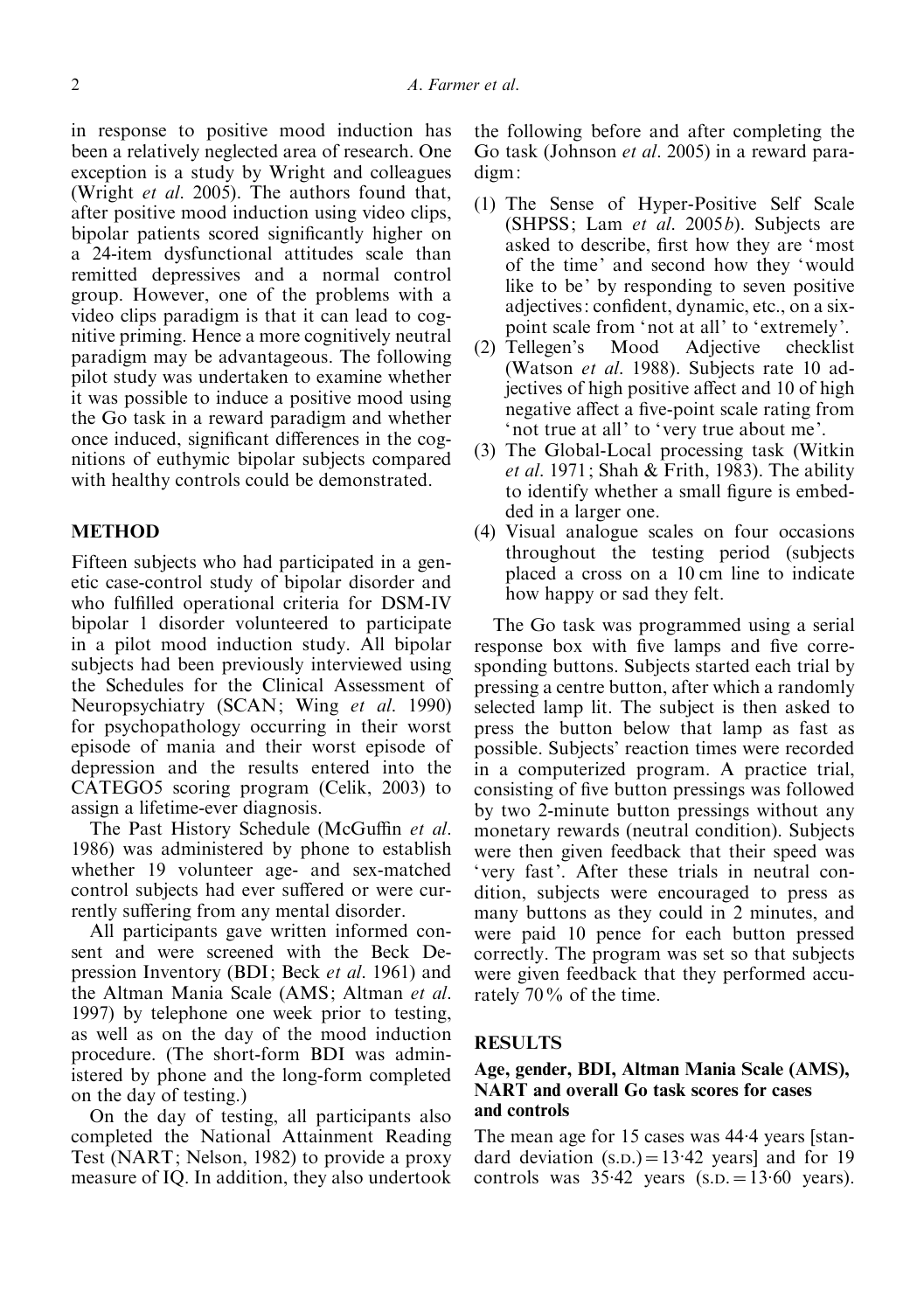in response to positive mood induction has been a relatively neglected area of research. One exception is a study by Wright and colleagues (Wright *et al.* 2005). The authors found that, after positive mood induction using video clips, bipolar patients scored significantly higher on a 24-item dysfunctional attitudes scale than remitted depressives and a normal control group. However, one of the problems with a video clips paradigm is that it can lead to cognitive priming. Hence a more cognitively neutral paradigm may be advantageous. The following pilot study was undertaken to examine whether it was possible to induce a positive mood using the Go task in a reward paradigm and whether once induced, significant differences in the cognitions of euthymic bipolar subjects compared with healthy controls could be demonstrated.

## METHOD

Fifteen subjects who had participated in a genetic case-control study of bipolar disorder and who fulfilled operational criteria for DSM-IV bipolar 1 disorder volunteered to participate in a pilot mood induction study. All bipolar subjects had been previously interviewed using the Schedules for the Clinical Assessment of Neuropsychiatry (SCAN; Wing *et al.* 1990) for psychopathology occurring in their worst episode of mania and their worst episode of depression and the results entered into the CATEGO5 scoring program (Celik, 2003) to assign a lifetime-ever diagnosis.

The Past History Schedule (McGuffin *et al.* 1986) was administered by phone to establish whether 19 volunteer age- and sex-matched control subjects had ever suffered or were currently suffering from any mental disorder.

All participants gave written informed consent and were screened with the Beck Depression Inventory (BDI; Beck *et al.* 1961) and the Altman Mania Scale (AMS; Altman *et al.* 1997) by telephone one week prior to testing, as well as on the day of the mood induction procedure. (The short-form BDI was administered by phone and the long-form completed on the day of testing.)

On the day of testing, all participants also completed the National Attainment Reading Test (NART; Nelson, 1982) to provide a proxy measure of IQ. In addition, they also undertook the following before and after completing the Go task (Johnson *et al.* 2005) in a reward paradigm:

1. The Sense of Hyper-Positive Self Scale (SHPSS; Lam *et al.* 2005*b*). Subjects are asked to describe, first how they are 'most of the time' and second how they 'would like to be' by responding to seven positive adjectives: confident, dynamic, etc., on a six-point scale from 'not at all' to 'extremely'.
2. Tellegen's Mood Adjective checklist (Watson *et al.* 1988). Subjects rate 10 adjectives of high positive affect and 10 of high negative affect a five-point scale rating from 'not true at all' to 'very true about me'.
3. The Global-Local processing task (Witkin *et al.* 1971; Shah & Frith, 1983). The ability to identify whether a small figure is embedded in a larger one.
4. Visual analogue scales on four occasions throughout the testing period (subjects placed a cross on a 10 cm line to indicate how happy or sad they felt.

The Go task was programmed using a serial response box with five lamps and five corresponding buttons. Subjects started each trial by pressing a centre button, after which a randomly selected lamp lit. The subject is then asked to press the button below that lamp as fast as possible. Subjects' reaction times were recorded in a computerized program. A practice trial, consisting of five button pressings was followed by two 2-minute button pressings without any monetary rewards (neutral condition). Subjects were then given feedback that their speed was 'very fast'. After these trials in neutral condition, subjects were encouraged to press as many buttons as they could in 2 minutes, and were paid 10 pence for each button pressed correctly. The program was set so that subjects were given feedback that they performed accurately 70% of the time.

## RESULTS

### Age, gender, BDI, Altman Mania Scale (AMS), NART and overall Go task scores for cases and controls

The mean age for 15 cases was 44·4 years [standard deviation (S.D.) = 13·42 years] and for 19 controls was 35·42 years (S.D. = 13·60 years).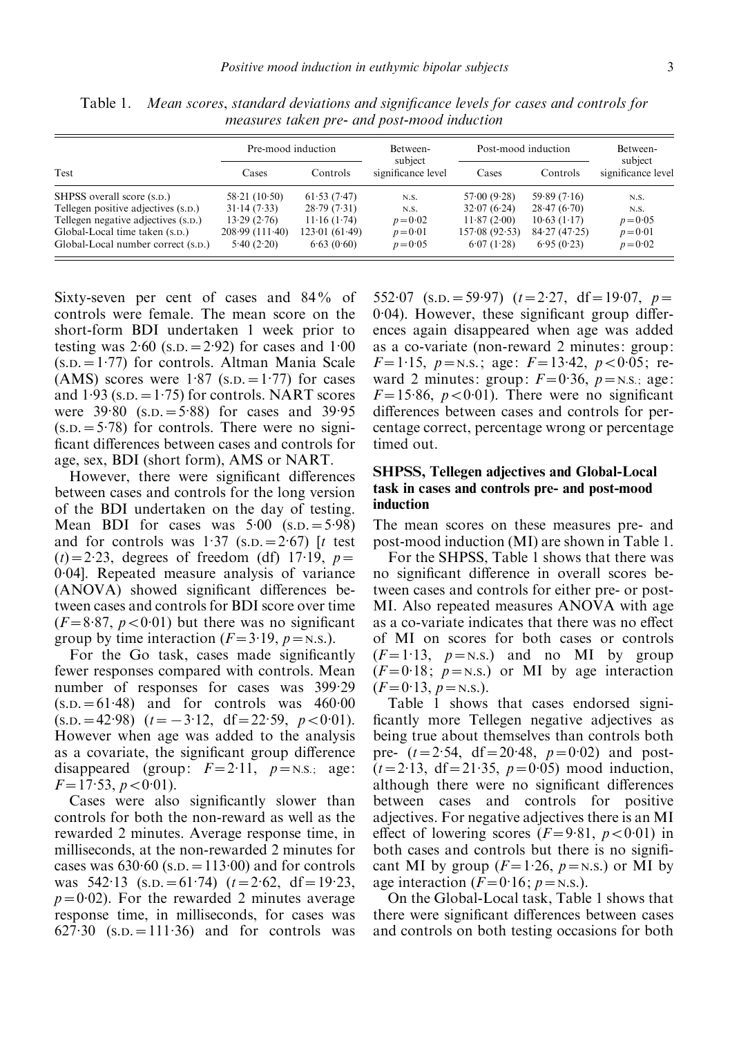Table 1. *Mean scores, standard deviations and significance levels for cases and controls for measures taken pre- and post-mood induction*

| Test | Pre-mood induction | | Between-subject significance level | Post-mood induction | | Between-subject significance level |
|---|---|---|---|---|---|---|
| | Cases | Controls | | Cases | Controls | |
| SHPSS overall score (S.D.) | 58·21 (10·50) | 61·53 (7·47) | N.S. | 57·00 (9·28) | 59·89 (7·16) | N.S. |
| Tellegen positive adjectives (S.D.) | 31·14 (7·33) | 28·79 (7·31) | N.S. | 32·07 (6·24) | 28·47 (6·70) | N.S. |
| Tellegen negative adjectives (S.D.) | 13·29 (2·76) | 11·16 (1·74) | $p=0·02$ | 11·87 (2·00) | 10·63 (1·17) | $p=0·05$ |
| Global-Local time taken (S.D.) | 208·99 (111·40) | 123·01 (61·49) | $p=0·01$ | 157·08 (92·53) | 84·27 (47·25) | $p=0·01$ |
| Global-Local number correct (S.D.) | 5·40 (2·20) | 6·63 (0·60) | $p=0·05$ | 6·07 (1·28) | 6·95 (0·23) | $p=0·02$ |

Sixty-seven per cent of cases and 84% of controls were female. The mean score on the short-form BDI undertaken 1 week prior to testing was 2·60 (S.D. = 2·92) for cases and 1·00 (S.D. = 1·77) for controls. Altman Mania Scale (AMS) scores were 1·87 (S.D. = 1·77) for cases and 1·93 (S.D. = 1·75) for controls. NART scores were 39·80 (S.D. = 5·88) for cases and 39·95 (S.D. = 5·78) for controls. There were no significant differences between cases and controls for age, sex, BDI (short form), AMS or NART.

However, there were significant differences between cases and controls for the long version of the BDI undertaken on the day of testing. Mean BDI for cases was 5·00 (S.D. = 5·98) and for controls was 1·37 (S.D. = 2·67) [$t$ test ($t$) = 2·23, degrees of freedom (df) 17·19, $p$ = 0·04]. Repeated measure analysis of variance (ANOVA) showed significant differences between cases and controls for BDI score over time ($F = 8·87$, $p < 0·01$) but there was no significant group by time interaction ($F = 3·19$, $p$ = N.S.).

For the Go task, cases made significantly fewer responses compared with controls. Mean number of responses for cases was 399·29 (S.D. = 61·48) and for controls was 460·00 (S.D. = 42·98) ($t = -3·12$, df = 22·59, $p < 0·01$). However when age was added to the analysis as a covariate, the significant group difference disappeared (group: $F = 2·11$, $p$ = N.S.; age: $F = 17·53$, $p < 0·01$).

Cases were also significantly slower than controls for both the non-reward as well as the rewarded 2 minutes. Average response time, in milliseconds, at the non-rewarded 2 minutes for cases was 630·60 (S.D. = 113·00) and for controls was 542·13 (S.D. = 61·74) ($t = 2·62$, df = 19·23, $p = 0·02$). For the rewarded 2 minutes average response time, in milliseconds, for cases was 627·30 (S.D. = 111·36) and for controls was 552·07 (S.D. = 59·97) ($t = 2·27$, df = 19·07, $p = 0·04$). However, these significant group differences again disappeared when age was added as a co-variate (non-reward 2 minutes: group: $F = 1·15$, $p$ = N.S.; age: $F = 13·42$, $p < 0·05$; reward 2 minutes: group: $F = 0·36$, $p$ = N.S.; age: $F = 15·86$, $p < 0·01$). There were no significant differences between cases and controls for percentage correct, percentage wrong or percentage timed out.

### SHPSS, Tellegen adjectives and Global-Local task in cases and controls pre- and post-mood induction

The mean scores on these measures pre- and post-mood induction (MI) are shown in Table 1.

For the SHPSS, Table 1 shows that there was no significant difference in overall scores between cases and controls for either pre- or post-MI. Also repeated measures ANOVA with age as a co-variate indicates that there was no effect of MI on scores for both cases or controls ($F = 1·13$, $p$ = N.S.) and no MI by group ($F = 0·18$; $p$ = N.S.) or MI by age interaction ($F = 0·13$, $p$ = N.S.).

Table 1 shows that cases endorsed significantly more Tellegen negative adjectives as being true about themselves than controls both pre- ($t = 2·54$, df = 20·48, $p = 0·02$) and post- ($t = 2·13$, df = 21·35, $p = 0·05$) mood induction, although there were no significant differences between cases and controls for positive adjectives. For negative adjectives there is an MI effect of lowering scores ($F = 9·81$, $p < 0·01$) in both cases and controls but there is no significant MI by group ($F = 1·26$, $p$ = N.S.) or MI by age interaction ($F = 0·16$; $p$ = N.S.).

On the Global-Local task, Table 1 shows that there were significant differences between cases and controls on both testing occasions for both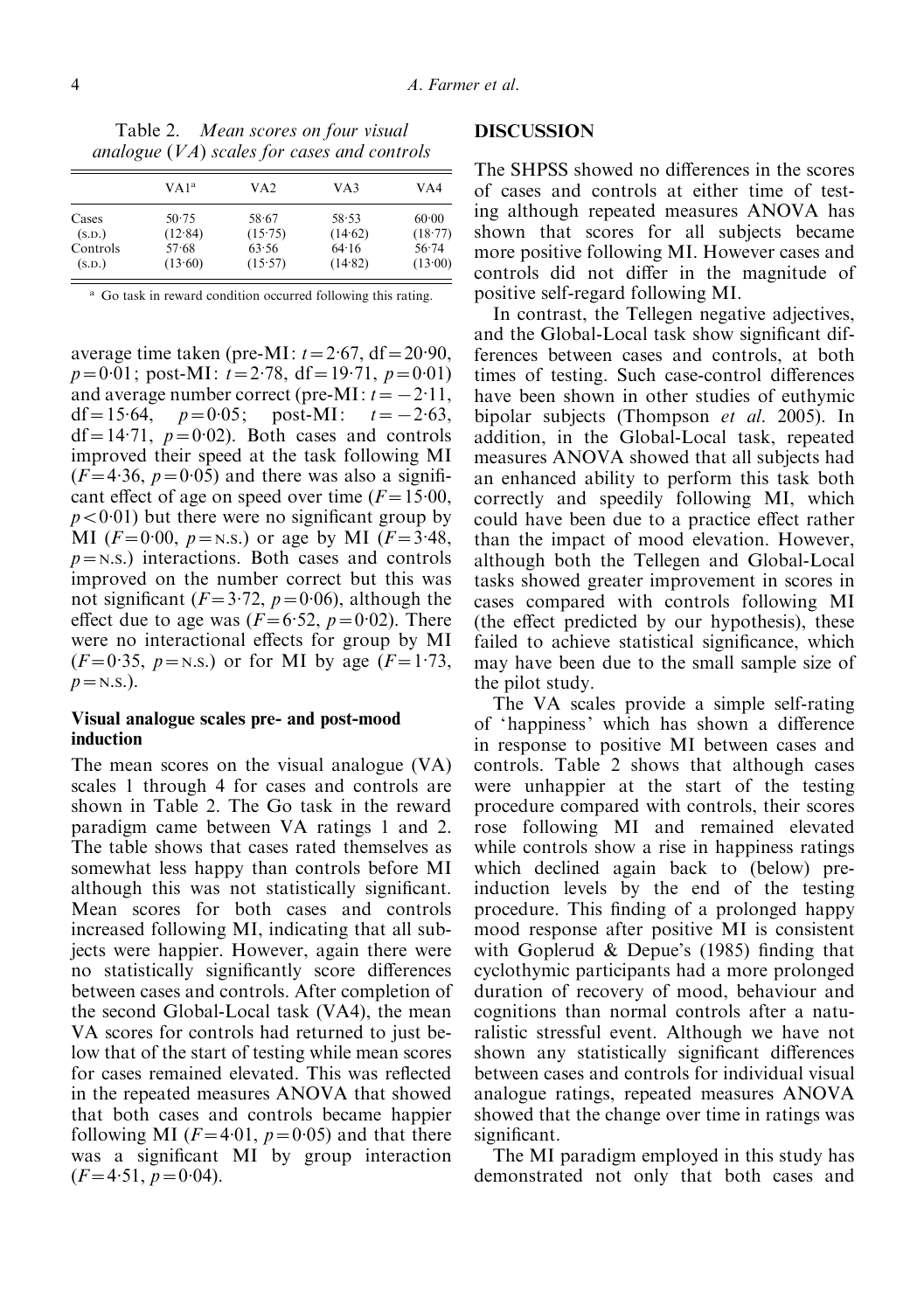Table 2. *Mean scores on four visual analogue (VA) scales for cases and controls*

| | VA1[a] | VA2 | VA3 | VA4 |
|---|---|---|---|---|
| Cases | 50·75 | 58·67 | 58·53 | 60·00 |
| (S.D.) | (12·84) | (15·75) | (14·62) | (18·77) |
| Controls | 57·68 | 63·56 | 64·16 | 56·74 |
| (S.D.) | (13·60) | (15·57) | (14·82) | (13·00) |

[a] Go task in reward condition occurred following this rating.

average time taken (pre-MI: $t=2{\cdot}67$, df $=20{\cdot}90$, $p=0{\cdot}01$; post-MI: $t=2{\cdot}78$, df $=19{\cdot}71$, $p=0{\cdot}01$) and average number correct (pre-MI: $t=-2{\cdot}11$, df $=15{\cdot}64$, $p=0{\cdot}05$; post-MI: $t=-2{\cdot}63$, df $=14{\cdot}71$, $p=0{\cdot}02$). Both cases and controls improved their speed at the task following MI ($F=4{\cdot}36$, $p=0{\cdot}05$) and there was also a significant effect of age on speed over time ($F=15{\cdot}00$, $p<0{\cdot}01$) but there were no significant group by MI ($F=0{\cdot}00$, $p=$ N.S.) or age by MI ($F=3{\cdot}48$, $p=$ N.S.) interactions. Both cases and controls improved on the number correct but this was not significant ($F=3{\cdot}72$, $p=0{\cdot}06$), although the effect due to age was ($F=6{\cdot}52$, $p=0{\cdot}02$). There were no interactional effects for group by MI ($F=0{\cdot}35$, $p=$ N.S.) or for MI by age ($F=1{\cdot}73$, $p=$ N.S.).

### Visual analogue scales pre- and post-mood induction

The mean scores on the visual analogue (VA) scales 1 through 4 for cases and controls are shown in Table 2. The Go task in the reward paradigm came between VA ratings 1 and 2. The table shows that cases rated themselves as somewhat less happy than controls before MI although this was not statistically significant. Mean scores for both cases and controls increased following MI, indicating that all subjects were happier. However, again there were no statistically significantly score differences between cases and controls. After completion of the second Global-Local task (VA4), the mean VA scores for controls had returned to just below that of the start of testing while mean scores for cases remained elevated. This was reflected in the repeated measures ANOVA that showed that both cases and controls became happier following MI ($F=4{\cdot}01$, $p=0{\cdot}05$) and that there was a significant MI by group interaction ($F=4{\cdot}51$, $p=0{\cdot}04$).

## DISCUSSION

The SHPSS showed no differences in the scores of cases and controls at either time of testing although repeated measures ANOVA has shown that scores for all subjects became more positive following MI. However cases and controls did not differ in the magnitude of positive self-regard following MI.

In contrast, the Tellegen negative adjectives, and the Global-Local task show significant differences between cases and controls, at both times of testing. Such case-control differences have been shown in other studies of euthymic bipolar subjects (Thompson *et al.* 2005). In addition, in the Global-Local task, repeated measures ANOVA showed that all subjects had an enhanced ability to perform this task both correctly and speedily following MI, which could have been due to a practice effect rather than the impact of mood elevation. However, although both the Tellegen and Global-Local tasks showed greater improvement in scores in cases compared with controls following MI (the effect predicted by our hypothesis), these failed to achieve statistical significance, which may have been due to the small sample size of the pilot study.

The VA scales provide a simple self-rating of 'happiness' which has shown a difference in response to positive MI between cases and controls. Table 2 shows that although cases were unhappier at the start of the testing procedure compared with controls, their scores rose following MI and remained elevated while controls show a rise in happiness ratings which declined again back to (below) pre-induction levels by the end of the testing procedure. This finding of a prolonged happy mood response after positive MI is consistent with Goplerud & Depue's (1985) finding that cyclothymic participants had a more prolonged duration of recovery of mood, behaviour and cognitions than normal controls after a naturalistic stressful event. Although we have not shown any statistically significant differences between cases and controls for individual visual analogue ratings, repeated measures ANOVA showed that the change over time in ratings was significant.

The MI paradigm employed in this study has demonstrated not only that both cases and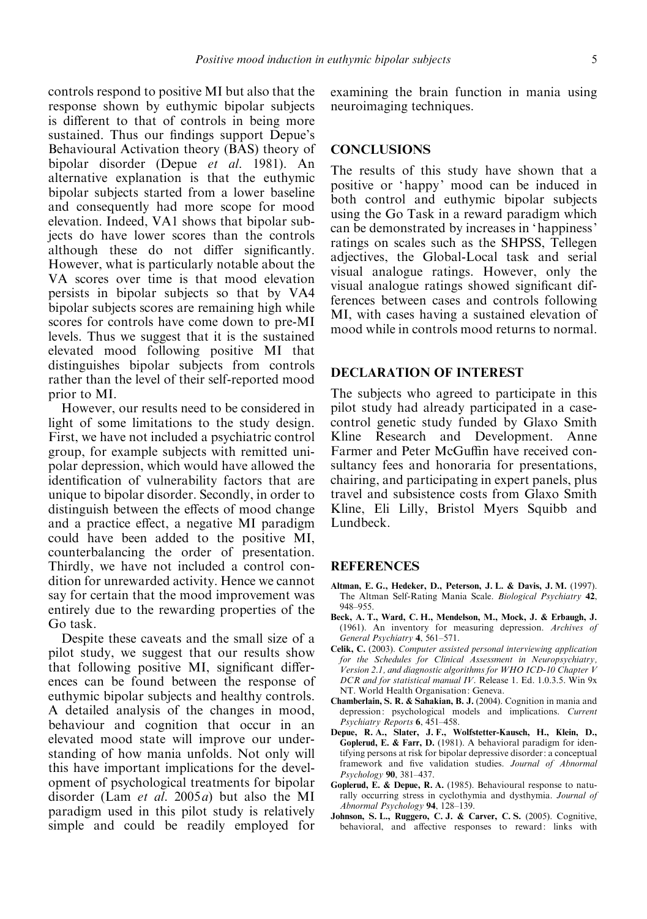controls respond to positive MI but also that the response shown by euthymic bipolar subjects is different to that of controls in being more sustained. Thus our findings support Depue's Behavioural Activation theory (BAS) theory of bipolar disorder (Depue *et al*. 1981). An alternative explanation is that the euthymic bipolar subjects started from a lower baseline and consequently had more scope for mood elevation. Indeed, VA1 shows that bipolar subjects do have lower scores than the controls although these do not differ significantly. However, what is particularly notable about the VA scores over time is that mood elevation persists in bipolar subjects so that by VA4 bipolar subjects scores are remaining high while scores for controls have come down to pre-MI levels. Thus we suggest that it is the sustained elevated mood following positive MI that distinguishes bipolar subjects from controls rather than the level of their self-reported mood prior to MI.

However, our results need to be considered in light of some limitations to the study design. First, we have not included a psychiatric control group, for example subjects with remitted unipolar depression, which would have allowed the identification of vulnerability factors that are unique to bipolar disorder. Secondly, in order to distinguish between the effects of mood change and a practice effect, a negative MI paradigm could have been added to the positive MI, counterbalancing the order of presentation. Thirdly, we have not included a control condition for unrewarded activity. Hence we cannot say for certain that the mood improvement was entirely due to the rewarding properties of the Go task.

Despite these caveats and the small size of a pilot study, we suggest that our results show that following positive MI, significant differences can be found between the response of euthymic bipolar subjects and healthy controls. A detailed analysis of the changes in mood, behaviour and cognition that occur in an elevated mood state will improve our understanding of how mania unfolds. Not only will this have important implications for the development of psychological treatments for bipolar disorder (Lam *et al*. 2005*a*) but also the MI paradigm used in this pilot study is relatively simple and could be readily employed for examining the brain function in mania using neuroimaging techniques.

## CONCLUSIONS

The results of this study have shown that a positive or 'happy' mood can be induced in both control and euthymic bipolar subjects using the Go Task in a reward paradigm which can be demonstrated by increases in 'happiness' ratings on scales such as the SHPSS, Tellegen adjectives, the Global-Local task and serial visual analogue ratings. However, only the visual analogue ratings showed significant differences between cases and controls following MI, with cases having a sustained elevation of mood while in controls mood returns to normal.

## DECLARATION OF INTEREST

The subjects who agreed to participate in this pilot study had already participated in a case-control genetic study funded by Glaxo Smith Kline Research and Development. Anne Farmer and Peter McGuffin have received consultancy fees and honoraria for presentations, chairing, and participating in expert panels, plus travel and subsistence costs from Glaxo Smith Kline, Eli Lilly, Bristol Myers Squibb and Lundbeck.

## REFERENCES

**Altman, E. G., Hedeker, D., Peterson, J. L. & Davis, J. M.** (1997). The Altman Self-Rating Mania Scale. *Biological Psychiatry* **42**, 948–955.

**Beck, A. T., Ward, C. H., Mendelson, M., Mock, J. & Erbaugh, J.** (1961). An inventory for measuring depression. *Archives of General Psychiatry* **4**, 561–571.

**Celik, C.** (2003). *Computer assisted personal interviewing application for the Schedules for Clinical Assessment in Neuropsychiatry, Version 2.1, and diagnostic algorithms for WHO ICD-10 Chapter V DCR and for statistical manual IV*. Release 1. Ed. 1.0.3.5. Win 9x NT. World Health Organisation: Geneva.

**Chamberlain, S. R. & Sahakian, B. J.** (2004). Cognition in mania and depression: psychological models and implications. *Current Psychiatry Reports* **6**, 451–458.

**Depue, R. A., Slater, J. F., Wolfstetter-Kausch, H., Klein, D., Goplerud, E. & Farr, D.** (1981). A behavioral paradigm for identifying persons at risk for bipolar depressive disorder: a conceptual framework and five validation studies. *Journal of Abnormal Psychology* **90**, 381–437.

**Goplerud, E. & Depue, R. A.** (1985). Behavioural response to naturally occurring stress in cyclothymia and dysthymia. *Journal of Abnormal Psychology* **94**, 128–139.

**Johnson, S. L., Ruggero, C. J. & Carver, C. S.** (2005). Cognitive, behavioral, and affective responses to reward: links with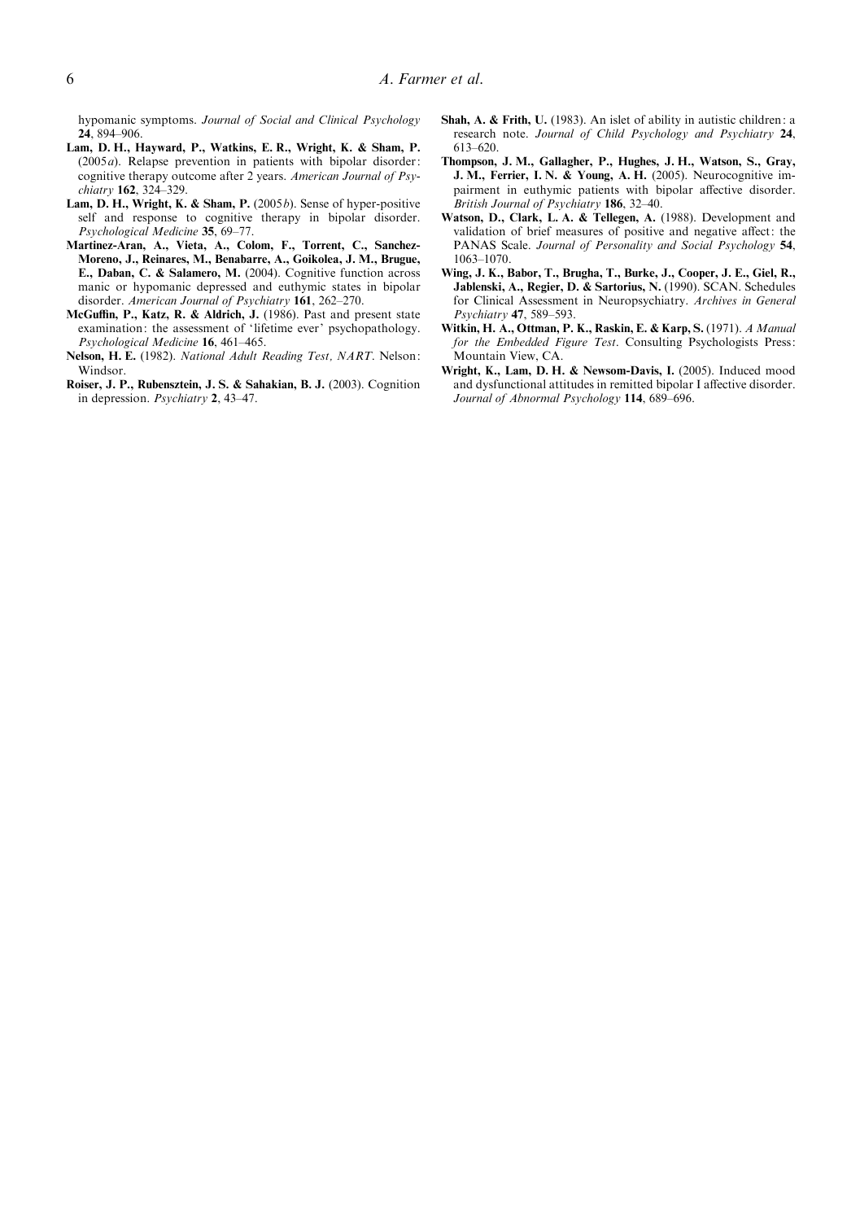hypomanic symptoms. *Journal of Social and Clinical Psychology* **24**, 894–906.

**Lam, D. H., Hayward, P., Watkins, E. R., Wright, K. & Sham, P.** (2005*a*). Relapse prevention in patients with bipolar disorder: cognitive therapy outcome after 2 years. *American Journal of Psychiatry* **162**, 324–329.

**Lam, D. H., Wright, K. & Sham, P.** (2005*b*). Sense of hyper-positive self and response to cognitive therapy in bipolar disorder. *Psychological Medicine* **35**, 69–77.

**Martinez-Aran, A., Vieta, A., Colom, F., Torrent, C., Sanchez-Moreno, J., Reinares, M., Benabarre, A., Goikolea, J. M., Brugue, E., Daban, C. & Salamero, M.** (2004). Cognitive function across manic or hypomanic depressed and euthymic states in bipolar disorder. *American Journal of Psychiatry* **161**, 262–270.

**McGuffin, P., Katz, R. & Aldrich, J.** (1986). Past and present state examination: the assessment of 'lifetime ever' psychopathology. *Psychological Medicine* **16**, 461–465.

**Nelson, H. E.** (1982). *National Adult Reading Test, NART*. Nelson: Windsor.

**Roiser, J. P., Rubensztein, J. S. & Sahakian, B. J.** (2003). Cognition in depression. *Psychiatry* **2**, 43–47.

**Shah, A. & Frith, U.** (1983). An islet of ability in autistic children: a research note. *Journal of Child Psychology and Psychiatry* **24**, 613–620.

**Thompson, J. M., Gallagher, P., Hughes, J. H., Watson, S., Gray, J. M., Ferrier, I. N. & Young, A. H.** (2005). Neurocognitive impairment in euthymic patients with bipolar affective disorder. *British Journal of Psychiatry* **186**, 32–40.

**Watson, D., Clark, L. A. & Tellegen, A.** (1988). Development and validation of brief measures of positive and negative affect: the PANAS Scale. *Journal of Personality and Social Psychology* **54**, 1063–1070.

**Wing, J. K., Babor, T., Brugha, T., Burke, J., Cooper, J. E., Giel, R., Jablenski, A., Regier, D. & Sartorius, N.** (1990). SCAN. Schedules for Clinical Assessment in Neuropsychiatry. *Archives in General Psychiatry* **47**, 589–593.

**Witkin, H. A., Ottman, P. K., Raskin, E. & Karp, S.** (1971). *A Manual for the Embedded Figure Test*. Consulting Psychologists Press: Mountain View, CA.

**Wright, K., Lam, D. H. & Newsom-Davis, I.** (2005). Induced mood and dysfunctional attitudes in remitted bipolar I affective disorder. *Journal of Abnormal Psychology* **114**, 689–696.